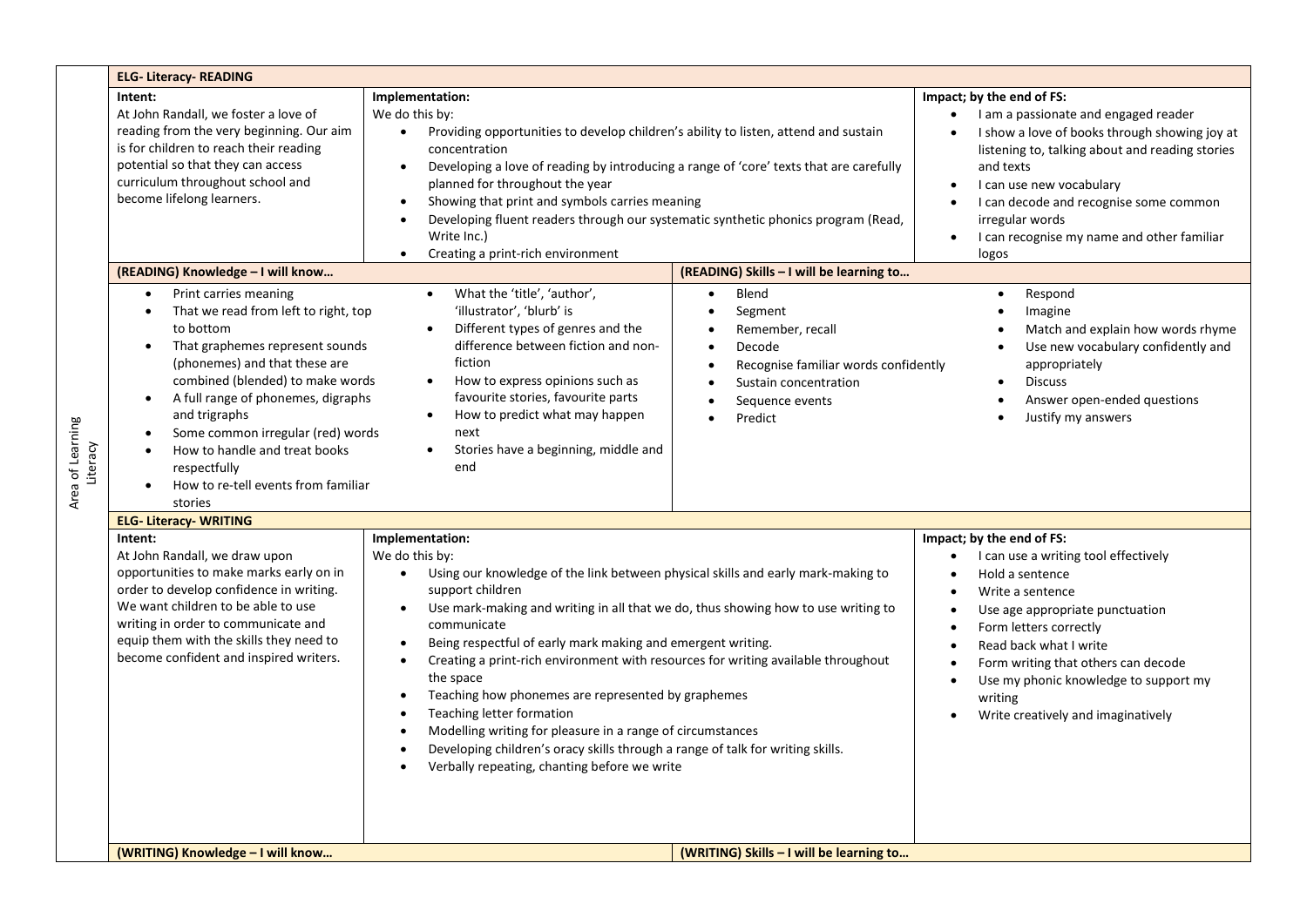**Area of Learning: Literacy**

## ELG- Literacy- READING

| Intent: | Implementation: | Impact; by the end of FS: |
|---|---|---|
| At John Randall, we foster a love of reading from the very beginning. Our aim is for children to reach their reading potential so that they can access curriculum throughout school and become lifelong learners. | We do this by:<br>• Providing opportunities to develop children's ability to listen, attend and sustain concentration<br>• Developing a love of reading by introducing a range of 'core' texts that are carefully planned for throughout the year<br>• Showing that print and symbols carries meaning<br>• Developing fluent readers through our systematic synthetic phonics program (Read, Write Inc.)<br>• Creating a print-rich environment | • I am a passionate and engaged reader<br>• I show a love of books through showing joy at listening to, talking about and reading stories and texts<br>• I can use new vocabulary<br>• I can decode and recognise some common irregular words<br>• I can recognise my name and other familiar logos |

| (READING) Knowledge – I will know… | | (READING) Skills – I will be learning to… | |
|---|---|---|---|
| • Print carries meaning<br>• That we read from left to right, top to bottom<br>• That graphemes represent sounds (phonemes) and that these are combined (blended) to make words<br>• A full range of phonemes, digraphs and trigraphs<br>• Some common irregular (red) words<br>• How to handle and treat books respectfully<br>• How to re-tell events from familiar stories | • What the 'title', 'author', 'illustrator', 'blurb' is<br>• Different types of genres and the difference between fiction and non-fiction<br>• How to express opinions such as favourite stories, favourite parts<br>• How to predict what may happen next<br>• Stories have a beginning, middle and end | • Blend<br>• Segment<br>• Remember, recall<br>• Decode<br>• Recognise familiar words confidently<br>• Sustain concentration<br>• Sequence events<br>• Predict | • Respond<br>• Imagine<br>• Match and explain how words rhyme<br>• Use new vocabulary confidently and appropriately<br>• Discuss<br>• Answer open-ended questions<br>• Justify my answers |

## ELG- Literacy- WRITING

| Intent: | Implementation: | Impact; by the end of FS: |
|---|---|---|
| At John Randall, we draw upon opportunities to make marks early on in order to develop confidence in writing. We want children to be able to use writing in order to communicate and equip them with the skills they need to become confident and inspired writers. | We do this by:<br>• Using our knowledge of the link between physical skills and early mark-making to support children<br>• Use mark-making and writing in all that we do, thus showing how to use writing to communicate<br>• Being respectful of early mark making and emergent writing.<br>• Creating a print-rich environment with resources for writing available throughout the space<br>• Teaching how phonemes are represented by graphemes<br>• Teaching letter formation<br>• Modelling writing for pleasure in a range of circumstances<br>• Developing children's oracy skills through a range of talk for writing skills.<br>• Verbally repeating, chanting before we write | • I can use a writing tool effectively<br>• Hold a sentence<br>• Write a sentence<br>• Use age appropriate punctuation<br>• Form letters correctly<br>• Read back what I write<br>• Form writing that others can decode<br>• Use my phonic knowledge to support my writing<br>• Write creatively and imaginatively |

| (WRITING) Knowledge – I will know… | (WRITING) Skills – I will be learning to… |
|---|---|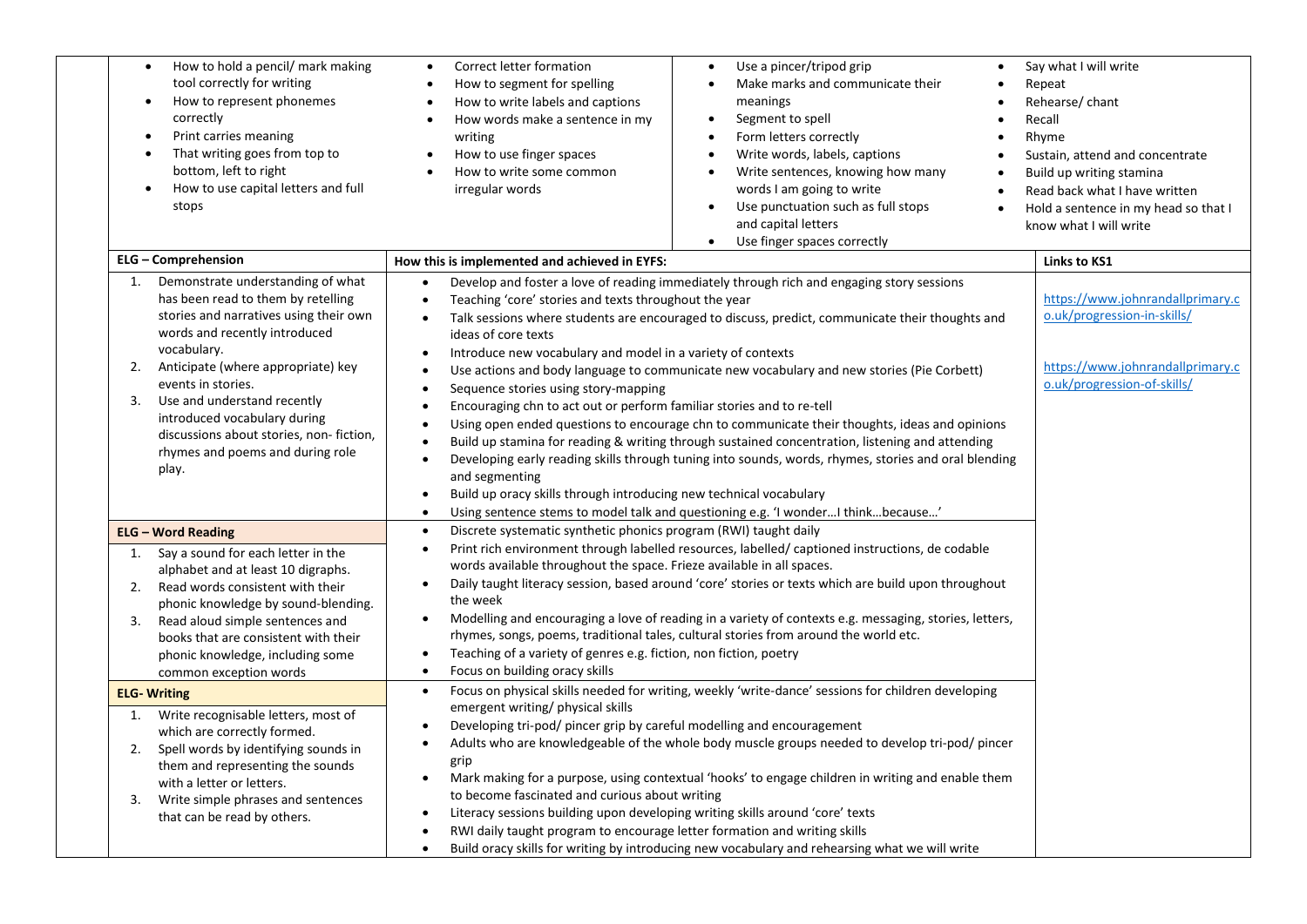| | | | |
|---|---|---|---|
| • How to hold a pencil/ mark making tool correctly for writing<br>• How to represent phonemes correctly<br>• Print carries meaning<br>• That writing goes from top to bottom, left to right<br>• How to use capital letters and full stops | • Correct letter formation<br>• How to segment for spelling<br>• How to write labels and captions<br>• How words make a sentence in my writing<br>• How to use finger spaces<br>• How to write some common irregular words | • Use a pincer/tripod grip<br>• Make marks and communicate their meanings<br>• Segment to spell<br>• Form letters correctly<br>• Write words, labels, captions<br>• Write sentences, knowing how many words I am going to write<br>• Use punctuation such as full stops and capital letters<br>• Use finger spaces correctly | • Say what I will write<br>• Repeat<br>• Rehearse/ chant<br>• Recall<br>• Rhyme<br>• Sustain, attend and concentrate<br>• Build up writing stamina<br>• Read back what I have written<br>• Hold a sentence in my head so that I know what I will write |

| ELG – Comprehension | How this is implemented and achieved in EYFS: | Links to KS1 |
|---|---|---|
| 1. Demonstrate understanding of what has been read to them by retelling stories and narratives using their own words and recently introduced vocabulary.<br>2. Anticipate (where appropriate) key events in stories.<br>3. Use and understand recently introduced vocabulary during discussions about stories, non- fiction, rhymes and poems and during role play. | • Develop and foster a love of reading immediately through rich and engaging story sessions<br>• Teaching 'core' stories and texts throughout the year<br>• Talk sessions where students are encouraged to discuss, predict, communicate their thoughts and ideas of core texts<br>• Introduce new vocabulary and model in a variety of contexts<br>• Use actions and body language to communicate new vocabulary and new stories (Pie Corbett)<br>• Sequence stories using story-mapping<br>• Encouraging chn to act out or perform familiar stories and to re-tell<br>• Using open ended questions to encourage chn to communicate their thoughts, ideas and opinions<br>• Build up stamina for reading & writing through sustained concentration, listening and attending<br>• Developing early reading skills through tuning into sounds, words, rhymes, stories and oral blending and segmenting<br>• Build up oracy skills through introducing new technical vocabulary<br>• Using sentence stems to model talk and questioning e.g. 'I wonder…I think…because…' | https://www.johnrandallprimary.co.uk/progression-in-skills/<br><br>https://www.johnrandallprimary.co.uk/progression-of-skills/ |
| **ELG – Word Reading**<br>1. Say a sound for each letter in the alphabet and at least 10 digraphs.<br>2. Read words consistent with their phonic knowledge by sound-blending.<br>3. Read aloud simple sentences and books that are consistent with their phonic knowledge, including some common exception words | • Discrete systematic synthetic phonics program (RWI) taught daily<br>• Print rich environment through labelled resources, labelled/ captioned instructions, de codable words available throughout the space. Frieze available in all spaces.<br>• Daily taught literacy session, based around 'core' stories or texts which are build upon throughout the week<br>• Modelling and encouraging a love of reading in a variety of contexts e.g. messaging, stories, letters, rhymes, songs, poems, traditional tales, cultural stories from around the world etc.<br>• Teaching of a variety of genres e.g. fiction, non fiction, poetry<br>• Focus on building oracy skills | |
| **ELG- Writing**<br>1. Write recognisable letters, most of which are correctly formed.<br>2. Spell words by identifying sounds in them and representing the sounds with a letter or letters.<br>3. Write simple phrases and sentences that can be read by others. | • Focus on physical skills needed for writing, weekly 'write-dance' sessions for children developing emergent writing/ physical skills<br>• Developing tri-pod/ pincer grip by careful modelling and encouragement<br>• Adults who are knowledgeable of the whole body muscle groups needed to develop tri-pod/ pincer grip<br>• Mark making for a purpose, using contextual 'hooks' to engage children in writing and enable them to become fascinated and curious about writing<br>• Literacy sessions building upon developing writing skills around 'core' texts<br>• RWI daily taught program to encourage letter formation and writing skills<br>• Build oracy skills for writing by introducing new vocabulary and rehearsing what we will write | |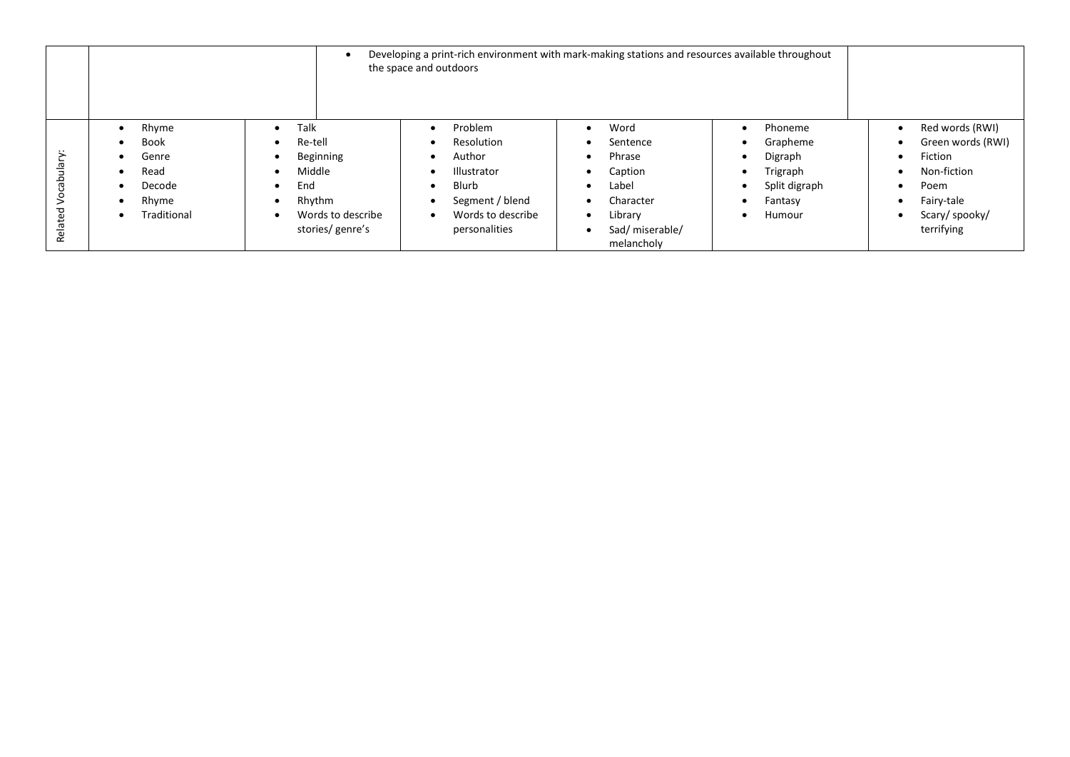| | | | | | | | |
|---|---|---|---|---|---|---|---|
| | | • Developing a print-rich environment with mark-making stations and resources available throughout the space and outdoors | | | | | |
| Related Vocabulary: | • Rhyme<br>• Book<br>• Genre<br>• Read<br>• Decode<br>• Rhyme<br>• Traditional | • Talk<br>• Re-tell<br>• Beginning<br>• Middle<br>• End<br>• Rhythm<br>• Words to describe stories/ genre's | • Problem<br>• Resolution<br>• Author<br>• Illustrator<br>• Blurb<br>• Segment / blend<br>• Words to describe personalities | • Word<br>• Sentence<br>• Phrase<br>• Caption<br>• Label<br>• Character<br>• Library<br>• Sad/ miserable/ melancholy | • Phoneme<br>• Grapheme<br>• Digraph<br>• Trigraph<br>• Split digraph<br>• Fantasy<br>• Humour | • Red words (RWI)<br>• Green words (RWI)<br>• Fiction<br>• Non-fiction<br>• Poem<br>• Fairy-tale<br>• Scary/ spooky/ terrifying | |